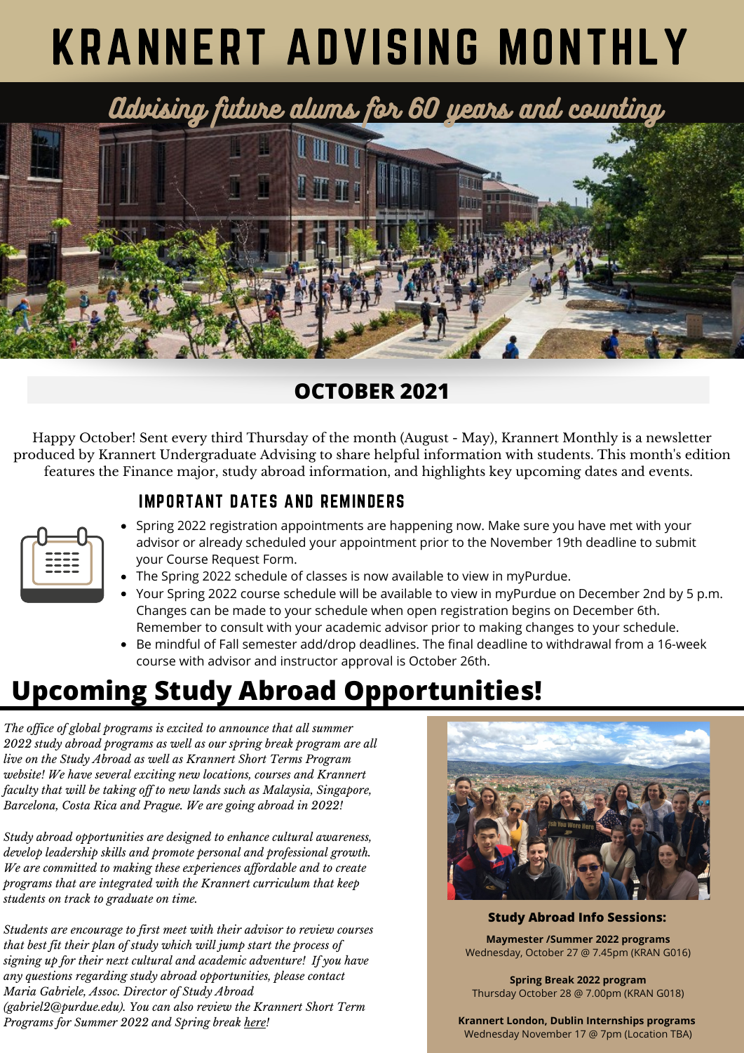# KRANNERT ADVISING MONTHLY

*Advising future alums for 60 years and counting*

## OCTOBER 2021

Happy October! Sent every third Thursday of the month (August - May), Krannert Monthly is a newsletter produced by Krannert Undergraduate Advising to share helpful information with students. This month's edition features the Finance major, study abroad information, and highlights key upcoming dates and events.

### IMPORTANT DATES AND REMINDERS

- Spring 2022 registration appointments are happening now. Make sure you have met with your advisor or already scheduled your appointment prior to the November 19th deadline to submit your Course Request Form.
- The Spring 2022 schedule of classes is now available to view in myPurdue.
- Your Spring 2022 course schedule will be available to view in myPurdue on December 2nd by 5 p.m. Changes can be made to your schedule when open registration begins on December 6th. Remember to consult with your academic advisor prior to making changes to your schedule.
- Be mindful of Fall semester add/drop deadlines. The final deadline to withdrawal from a 16-week course with advisor and instructor approval is October 26th.

## Upcoming Study Abroad Opportunities!

*The office of global programs is excited to announce that all summer 2022 study abroad programs as well as our spring break program are all live on the Study Abroad as well as Krannert Short Terms Program website! We have several exciting new locations, courses and Krannert faculty that will be taking off to new lands such as Malaysia, Singapore, Barcelona, Costa Rica and Prague. We are going abroad in 2022!*

*Study abroad opportunities are designed to enhance cultural awareness, develop leadership skills and promote personal and professional growth. We are committed to making these experiences affordable and to create programs that are integrated with the Krannert curriculum that keep students on track to graduate on time.*

*Students are encourage to first meet with their advisor to review courses that best fit their plan of study which will jump start the process of signing up for their next cultural and academic adventure! If you have any questions regarding study abroad opportunities, please contact Maria Gabriele, Assoc. Director of Study Abroad (gabriel2@purdue.edu). You can also review the Krannert Short Term Programs for Summer 2022 and Spring break here!*

**Study Abroad Info Sessions:**

**Maymester /Summer 2022 programs**
Wednesday, October 27 @ 7.45pm (KRAN G016)

**Spring Break 2022 program**
Thursday October 28 @ 7.00pm (KRAN G018)

**Krannert London, Dublin Internships programs**
Wednesday November 17 @ 7pm (Location TBA)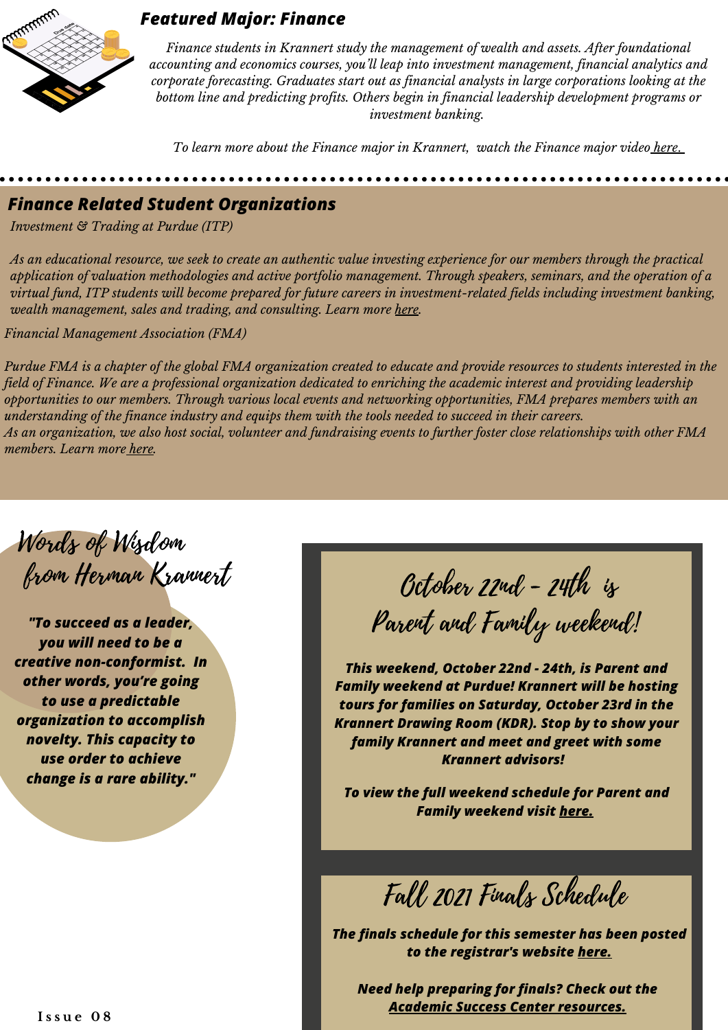## *Featured Major: Finance*

*Finance students in Krannert study the management of wealth and assets. After foundational accounting and economics courses, you'll leap into investment management, financial analytics and corporate forecasting. Graduates start out as financial analysts in large corporations looking at the bottom line and predicting profits. Others begin in financial leadership development programs or investment banking.*

*To learn more about the Finance major in Krannert, watch the Finance major video here.*

## *Finance Related Student Organizations*

*Investment & Trading at Purdue (ITP)*

*As an educational resource, we seek to create an authentic value investing experience for our members through the practical application of valuation methodologies and active portfolio management. Through speakers, seminars, and the operation of a virtual fund, ITP students will become prepared for future careers in investment-related fields including investment banking, wealth management, sales and trading, and consulting. Learn more here.*

*Financial Management Association (FMA)*

*Purdue FMA is a chapter of the global FMA organization created to educate and provide resources to students interested in the field of Finance. We are a professional organization dedicated to enriching the academic interest and providing leadership opportunities to our members. Through various local events and networking opportunities, FMA prepares members with an understanding of the finance industry and equips them with the tools needed to succeed in their careers.*
*As an organization, we also host social, volunteer and fundraising events to further foster close relationships with other FMA members. Learn more here.*

## Words of Wisdom from Herman Krannert

***"To succeed as a leader, you will need to be a creative non-conformist. In other words, you're going to use a predictable organization to accomplish novelty. This capacity to use order to achieve change is a rare ability."***

## October 22nd - 24th is Parent and Family weekend!

***This weekend, October 22nd - 24th, is Parent and Family weekend at Purdue! Krannert will be hosting tours for families on Saturday, October 23rd in the Krannert Drawing Room (KDR). Stop by to show your family Krannert and meet and greet with some Krannert advisors!***

***To view the full weekend schedule for Parent and Family weekend visit here.***

## Fall 2021 Finals Schedule

***The finals schedule for this semester has been posted to the registrar's website here.***

***Need help preparing for finals? Check out the Academic Success Center resources.***